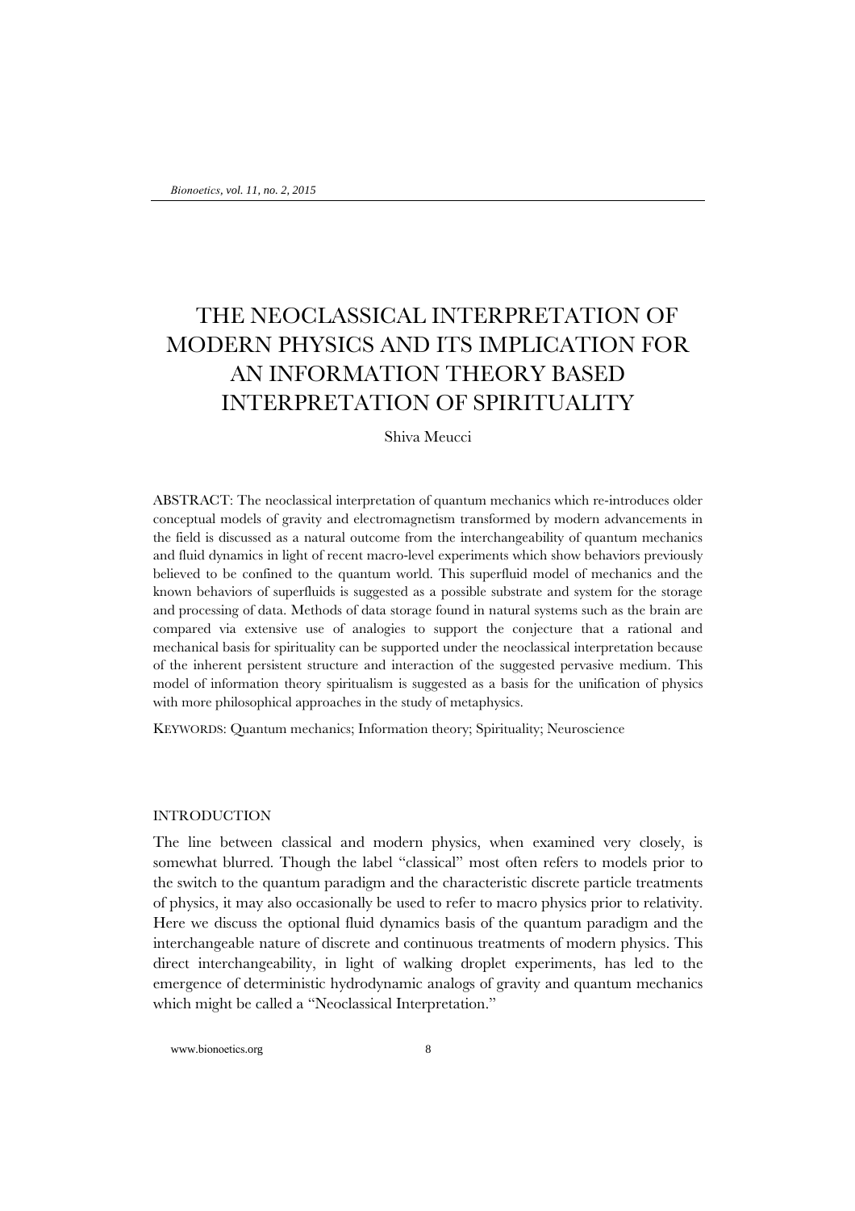# THE NEOCLASSICAL INTERPRETATION OF MODERN PHYSICS AND ITS IMPLICATION FOR AN INFORMATION THEORY BASED INTERPRETATION OF SPIRITUALITY

Shiva Meucci

ABSTRACT: The neoclassical interpretation of quantum mechanics which re-introduces older conceptual models of gravity and electromagnetism transformed by modern advancements in the field is discussed as a natural outcome from the interchangeability of quantum mechanics and fluid dynamics in light of recent macro-level experiments which show behaviors previously believed to be confined to the quantum world. This superfluid model of mechanics and the known behaviors of superfluids is suggested as a possible substrate and system for the storage and processing of data. Methods of data storage found in natural systems such as the brain are compared via extensive use of analogies to support the conjecture that a rational and mechanical basis for spirituality can be supported under the neoclassical interpretation because of the inherent persistent structure and interaction of the suggested pervasive medium. This model of information theory spiritualism is suggested as a basis for the unification of physics with more philosophical approaches in the study of metaphysics.

KEYWORDS: Quantum mechanics; Information theory; Spirituality; Neuroscience

## INTRODUCTION

The line between classical and modern physics, when examined very closely, is somewhat blurred. Though the label "classical" most often refers to models prior to the switch to the quantum paradigm and the characteristic discrete particle treatments of physics, it may also occasionally be used to refer to macro physics prior to relativity. Here we discuss the optional fluid dynamics basis of the quantum paradigm and the interchangeable nature of discrete and continuous treatments of modern physics. This direct interchangeability, in light of walking droplet experiments, has led to the emergence of deterministic hydrodynamic analogs of gravity and quantum mechanics which might be called a "Neoclassical Interpretation."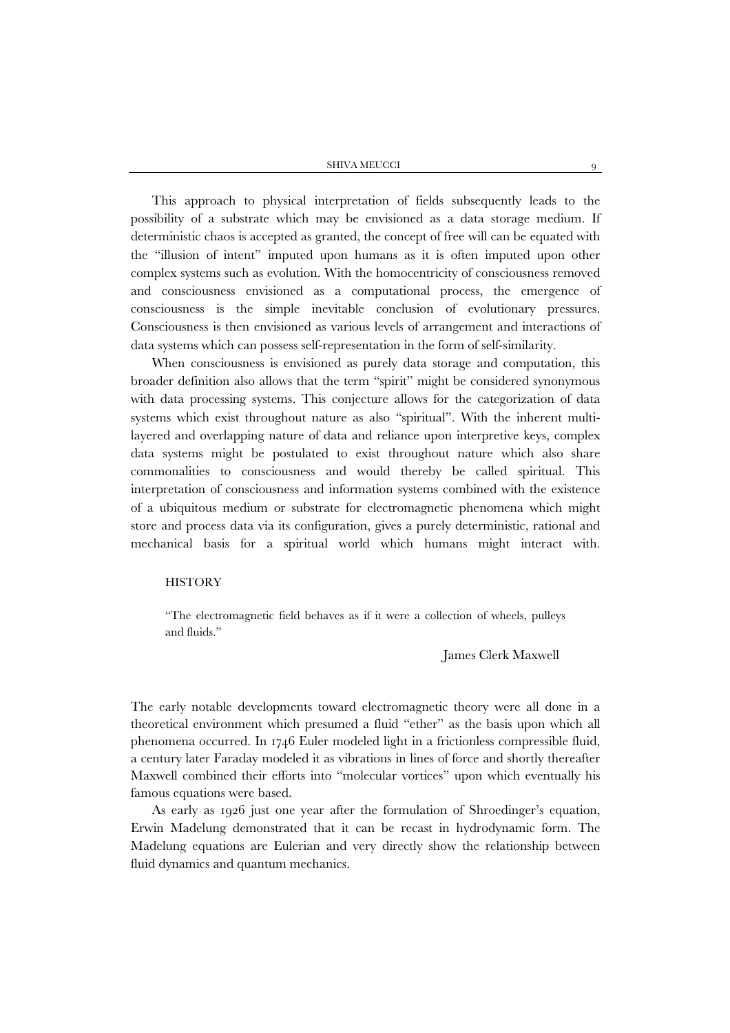This approach to physical interpretation of fields subsequently leads to the possibility of a substrate which may be envisioned as a data storage medium. If deterministic chaos is accepted as granted, the concept of free will can be equated with the "illusion of intent" imputed upon humans as it is often imputed upon other complex systems such as evolution. With the homocentricity of consciousness removed and consciousness envisioned as a computational process, the emergence of consciousness is the simple inevitable conclusion of evolutionary pressures. Consciousness is then envisioned as various levels of arrangement and interactions of data systems which can possess self-representation in the form of self-similarity.

When consciousness is envisioned as purely data storage and computation, this broader definition also allows that the term "spirit" might be considered synonymous with data processing systems. This conjecture allows for the categorization of data systems which exist throughout nature as also "spiritual". With the inherent multi-layered and overlapping nature of data and reliance upon interpretive keys, complex data systems might be postulated to exist throughout nature which also share commonalities to consciousness and would thereby be called spiritual. This interpretation of consciousness and information systems combined with the existence of a ubiquitous medium or substrate for electromagnetic phenomena which might store and process data via its configuration, gives a purely deterministic, rational and mechanical basis for a spiritual world which humans might interact with.

## HISTORY

> "The electromagnetic field behaves as if it were a collection of wheels, pulleys and fluids."
>
> James Clerk Maxwell

The early notable developments toward electromagnetic theory were all done in a theoretical environment which presumed a fluid "ether" as the basis upon which all phenomena occurred. In 1746 Euler modeled light in a frictionless compressible fluid, a century later Faraday modeled it as vibrations in lines of force and shortly thereafter Maxwell combined their efforts into "molecular vortices" upon which eventually his famous equations were based.

As early as 1926 just one year after the formulation of Shroedinger's equation, Erwin Madelung demonstrated that it can be recast in hydrodynamic form. The Madelung equations are Eulerian and very directly show the relationship between fluid dynamics and quantum mechanics.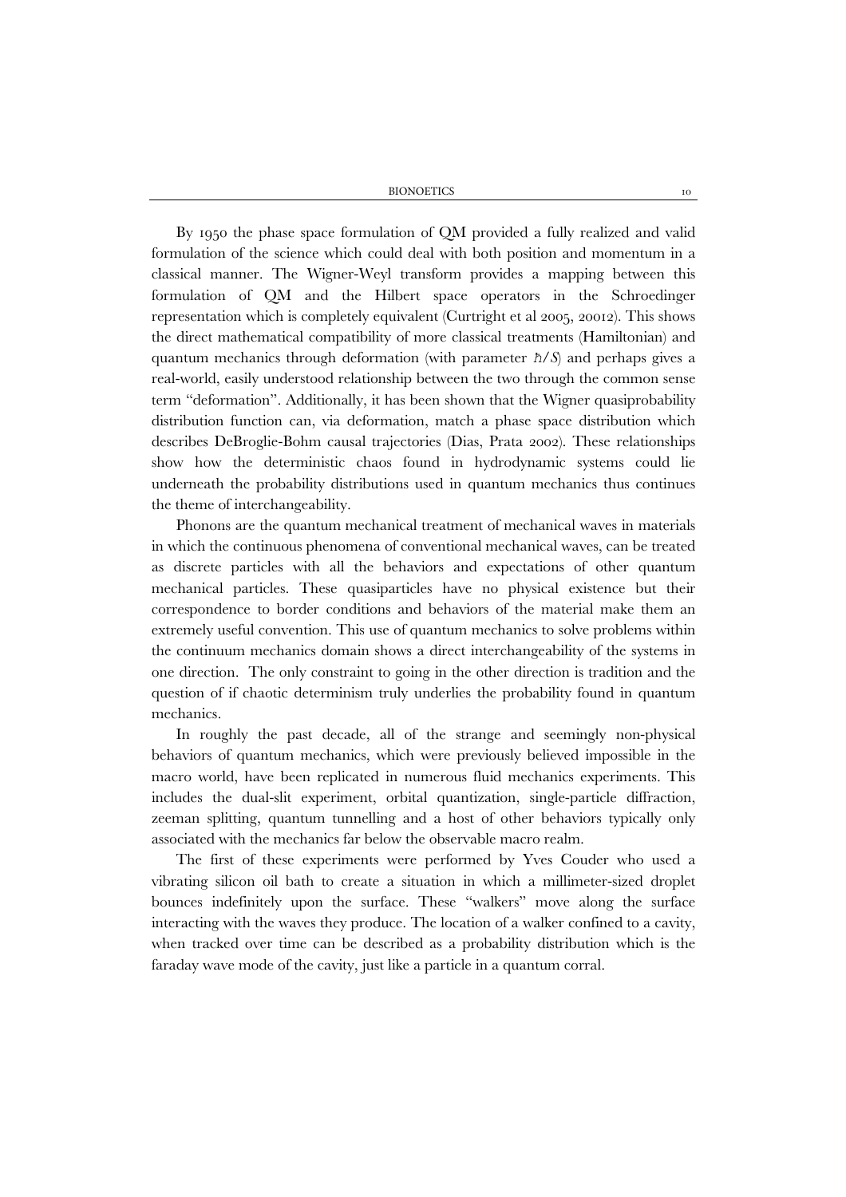By 1950 the phase space formulation of QM provided a fully realized and valid formulation of the science which could deal with both position and momentum in a classical manner. The Wigner-Weyl transform provides a mapping between this formulation of QM and the Hilbert space operators in the Schroedinger representation which is completely equivalent (Curtright et al 2005, 20012). This shows the direct mathematical compatibility of more classical treatments (Hamiltonian) and quantum mechanics through deformation (with parameter $\hbar/S$) and perhaps gives a real-world, easily understood relationship between the two through the common sense term "deformation". Additionally, it has been shown that the Wigner quasiprobability distribution function can, via deformation, match a phase space distribution which describes DeBroglie-Bohm causal trajectories (Dias, Prata 2002). These relationships show how the deterministic chaos found in hydrodynamic systems could lie underneath the probability distributions used in quantum mechanics thus continues the theme of interchangeability.

Phonons are the quantum mechanical treatment of mechanical waves in materials in which the continuous phenomena of conventional mechanical waves, can be treated as discrete particles with all the behaviors and expectations of other quantum mechanical particles. These quasiparticles have no physical existence but their correspondence to border conditions and behaviors of the material make them an extremely useful convention. This use of quantum mechanics to solve problems within the continuum mechanics domain shows a direct interchangeability of the systems in one direction. The only constraint to going in the other direction is tradition and the question of if chaotic determinism truly underlies the probability found in quantum mechanics.

In roughly the past decade, all of the strange and seemingly non-physical behaviors of quantum mechanics, which were previously believed impossible in the macro world, have been replicated in numerous fluid mechanics experiments. This includes the dual-slit experiment, orbital quantization, single-particle diffraction, zeeman splitting, quantum tunnelling and a host of other behaviors typically only associated with the mechanics far below the observable macro realm.

The first of these experiments were performed by Yves Couder who used a vibrating silicon oil bath to create a situation in which a millimeter-sized droplet bounces indefinitely upon the surface. These "walkers" move along the surface interacting with the waves they produce. The location of a walker confined to a cavity, when tracked over time can be described as a probability distribution which is the faraday wave mode of the cavity, just like a particle in a quantum corral.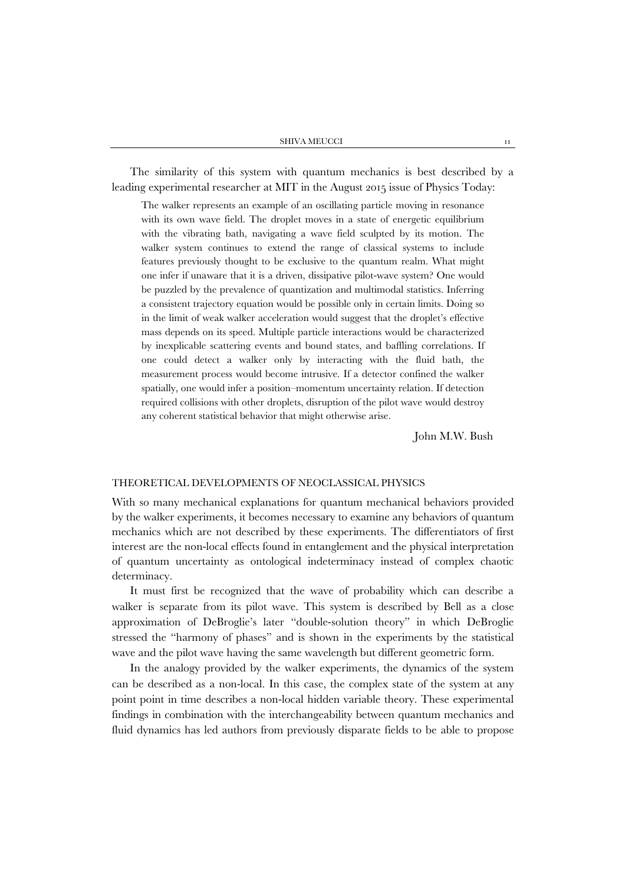The similarity of this system with quantum mechanics is best described by a leading experimental researcher at MIT in the August 2015 issue of Physics Today:

> The walker represents an example of an oscillating particle moving in resonance with its own wave field. The droplet moves in a state of energetic equilibrium with the vibrating bath, navigating a wave field sculpted by its motion. The walker system continues to extend the range of classical systems to include features previously thought to be exclusive to the quantum realm. What might one infer if unaware that it is a driven, dissipative pilot-wave system? One would be puzzled by the prevalence of quantization and multimodal statistics. Inferring a consistent trajectory equation would be possible only in certain limits. Doing so in the limit of weak walker acceleration would suggest that the droplet's effective mass depends on its speed. Multiple particle interactions would be characterized by inexplicable scattering events and bound states, and baffling correlations. If one could detect a walker only by interacting with the fluid bath, the measurement process would become intrusive. If a detector confined the walker spatially, one would infer a position–momentum uncertainty relation. If detection required collisions with other droplets, disruption of the pilot wave would destroy any coherent statistical behavior that might otherwise arise.

John M.W. Bush

## THEORETICAL DEVELOPMENTS OF NEOCLASSICAL PHYSICS

With so many mechanical explanations for quantum mechanical behaviors provided by the walker experiments, it becomes necessary to examine any behaviors of quantum mechanics which are not described by these experiments. The differentiators of first interest are the non-local effects found in entanglement and the physical interpretation of quantum uncertainty as ontological indeterminacy instead of complex chaotic determinacy.

It must first be recognized that the wave of probability which can describe a walker is separate from its pilot wave. This system is described by Bell as a close approximation of DeBroglie's later "double-solution theory" in which DeBroglie stressed the "harmony of phases" and is shown in the experiments by the statistical wave and the pilot wave having the same wavelength but different geometric form.

In the analogy provided by the walker experiments, the dynamics of the system can be described as a non-local. In this case, the complex state of the system at any point point in time describes a non-local hidden variable theory. These experimental findings in combination with the interchangeability between quantum mechanics and fluid dynamics has led authors from previously disparate fields to be able to propose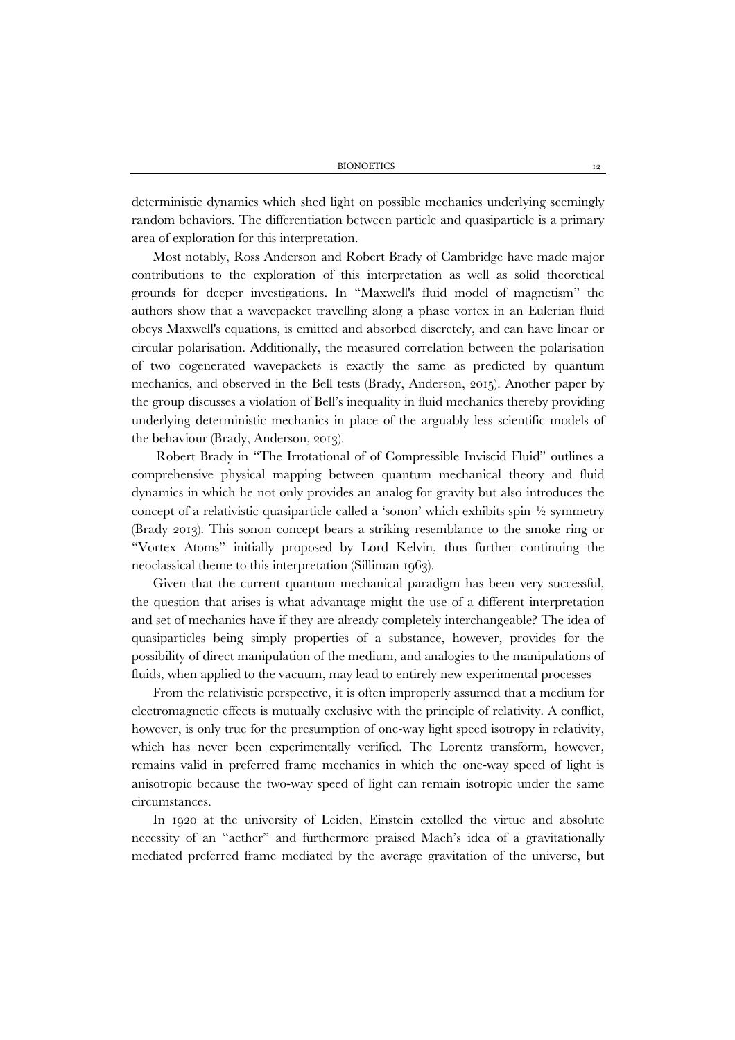deterministic dynamics which shed light on possible mechanics underlying seemingly random behaviors. The differentiation between particle and quasiparticle is a primary area of exploration for this interpretation.

Most notably, Ross Anderson and Robert Brady of Cambridge have made major contributions to the exploration of this interpretation as well as solid theoretical grounds for deeper investigations. In "Maxwell's fluid model of magnetism" the authors show that a wavepacket travelling along a phase vortex in an Eulerian fluid obeys Maxwell's equations, is emitted and absorbed discretely, and can have linear or circular polarisation. Additionally, the measured correlation between the polarisation of two cogenerated wavepackets is exactly the same as predicted by quantum mechanics, and observed in the Bell tests (Brady, Anderson, 2015). Another paper by the group discusses a violation of Bell's inequality in fluid mechanics thereby providing underlying deterministic mechanics in place of the arguably less scientific models of the behaviour (Brady, Anderson, 2013).

Robert Brady in "The Irrotational of of Compressible Inviscid Fluid" outlines a comprehensive physical mapping between quantum mechanical theory and fluid dynamics in which he not only provides an analog for gravity but also introduces the concept of a relativistic quasiparticle called a 'sonon' which exhibits spin ½ symmetry (Brady 2013). This sonon concept bears a striking resemblance to the smoke ring or "Vortex Atoms" initially proposed by Lord Kelvin, thus further continuing the neoclassical theme to this interpretation (Silliman 1963).

Given that the current quantum mechanical paradigm has been very successful, the question that arises is what advantage might the use of a different interpretation and set of mechanics have if they are already completely interchangeable? The idea of quasiparticles being simply properties of a substance, however, provides for the possibility of direct manipulation of the medium, and analogies to the manipulations of fluids, when applied to the vacuum, may lead to entirely new experimental processes

From the relativistic perspective, it is often improperly assumed that a medium for electromagnetic effects is mutually exclusive with the principle of relativity. A conflict, however, is only true for the presumption of one-way light speed isotropy in relativity, which has never been experimentally verified. The Lorentz transform, however, remains valid in preferred frame mechanics in which the one-way speed of light is anisotropic because the two-way speed of light can remain isotropic under the same circumstances.

In 1920 at the university of Leiden, Einstein extolled the virtue and absolute necessity of an "aether" and furthermore praised Mach's idea of a gravitationally mediated preferred frame mediated by the average gravitation of the universe, but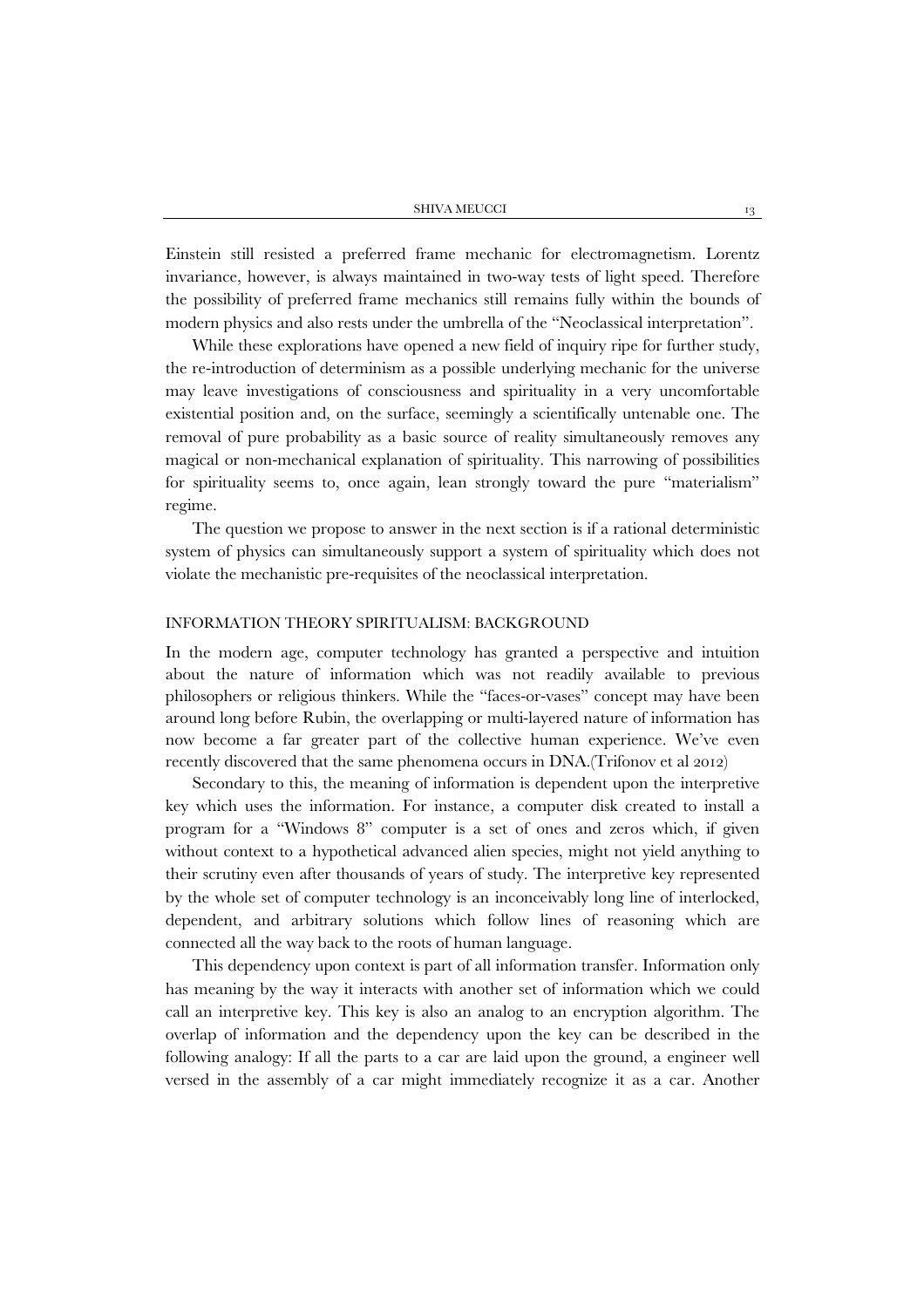Einstein still resisted a preferred frame mechanic for electromagnetism. Lorentz invariance, however, is always maintained in two-way tests of light speed. Therefore the possibility of preferred frame mechanics still remains fully within the bounds of modern physics and also rests under the umbrella of the "Neoclassical interpretation".

While these explorations have opened a new field of inquiry ripe for further study, the re-introduction of determinism as a possible underlying mechanic for the universe may leave investigations of consciousness and spirituality in a very uncomfortable existential position and, on the surface, seemingly a scientifically untenable one. The removal of pure probability as a basic source of reality simultaneously removes any magical or non-mechanical explanation of spirituality. This narrowing of possibilities for spirituality seems to, once again, lean strongly toward the pure "materialism" regime.

The question we propose to answer in the next section is if a rational deterministic system of physics can simultaneously support a system of spirituality which does not violate the mechanistic pre-requisites of the neoclassical interpretation.

## INFORMATION THEORY SPIRITUALISM: BACKGROUND

In the modern age, computer technology has granted a perspective and intuition about the nature of information which was not readily available to previous philosophers or religious thinkers. While the "faces-or-vases" concept may have been around long before Rubin, the overlapping or multi-layered nature of information has now become a far greater part of the collective human experience. We've even recently discovered that the same phenomena occurs in DNA.(Trifonov et al 2012)

Secondary to this, the meaning of information is dependent upon the interpretive key which uses the information. For instance, a computer disk created to install a program for a "Windows 8" computer is a set of ones and zeros which, if given without context to a hypothetical advanced alien species, might not yield anything to their scrutiny even after thousands of years of study. The interpretive key represented by the whole set of computer technology is an inconceivably long line of interlocked, dependent, and arbitrary solutions which follow lines of reasoning which are connected all the way back to the roots of human language.

This dependency upon context is part of all information transfer. Information only has meaning by the way it interacts with another set of information which we could call an interpretive key. This key is also an analog to an encryption algorithm. The overlap of information and the dependency upon the key can be described in the following analogy: If all the parts to a car are laid upon the ground, a engineer well versed in the assembly of a car might immediately recognize it as a car. Another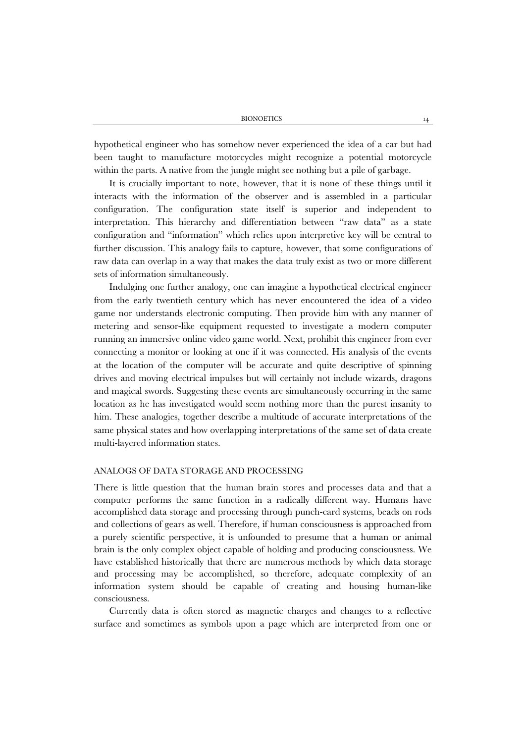hypothetical engineer who has somehow never experienced the idea of a car but had been taught to manufacture motorcycles might recognize a potential motorcycle within the parts. A native from the jungle might see nothing but a pile of garbage.

It is crucially important to note, however, that it is none of these things until it interacts with the information of the observer and is assembled in a particular configuration. The configuration state itself is superior and independent to interpretation. This hierarchy and differentiation between "raw data" as a state configuration and "information" which relies upon interpretive key will be central to further discussion. This analogy fails to capture, however, that some configurations of raw data can overlap in a way that makes the data truly exist as two or more different sets of information simultaneously.

Indulging one further analogy, one can imagine a hypothetical electrical engineer from the early twentieth century which has never encountered the idea of a video game nor understands electronic computing. Then provide him with any manner of metering and sensor-like equipment requested to investigate a modern computer running an immersive online video game world. Next, prohibit this engineer from ever connecting a monitor or looking at one if it was connected. His analysis of the events at the location of the computer will be accurate and quite descriptive of spinning drives and moving electrical impulses but will certainly not include wizards, dragons and magical swords. Suggesting these events are simultaneously occurring in the same location as he has investigated would seem nothing more than the purest insanity to him. These analogies, together describe a multitude of accurate interpretations of the same physical states and how overlapping interpretations of the same set of data create multi-layered information states.

## ANALOGS OF DATA STORAGE AND PROCESSING

There is little question that the human brain stores and processes data and that a computer performs the same function in a radically different way. Humans have accomplished data storage and processing through punch-card systems, beads on rods and collections of gears as well. Therefore, if human consciousness is approached from a purely scientific perspective, it is unfounded to presume that a human or animal brain is the only complex object capable of holding and producing consciousness. We have established historically that there are numerous methods by which data storage and processing may be accomplished, so therefore, adequate complexity of an information system should be capable of creating and housing human-like consciousness.

Currently data is often stored as magnetic charges and changes to a reflective surface and sometimes as symbols upon a page which are interpreted from one or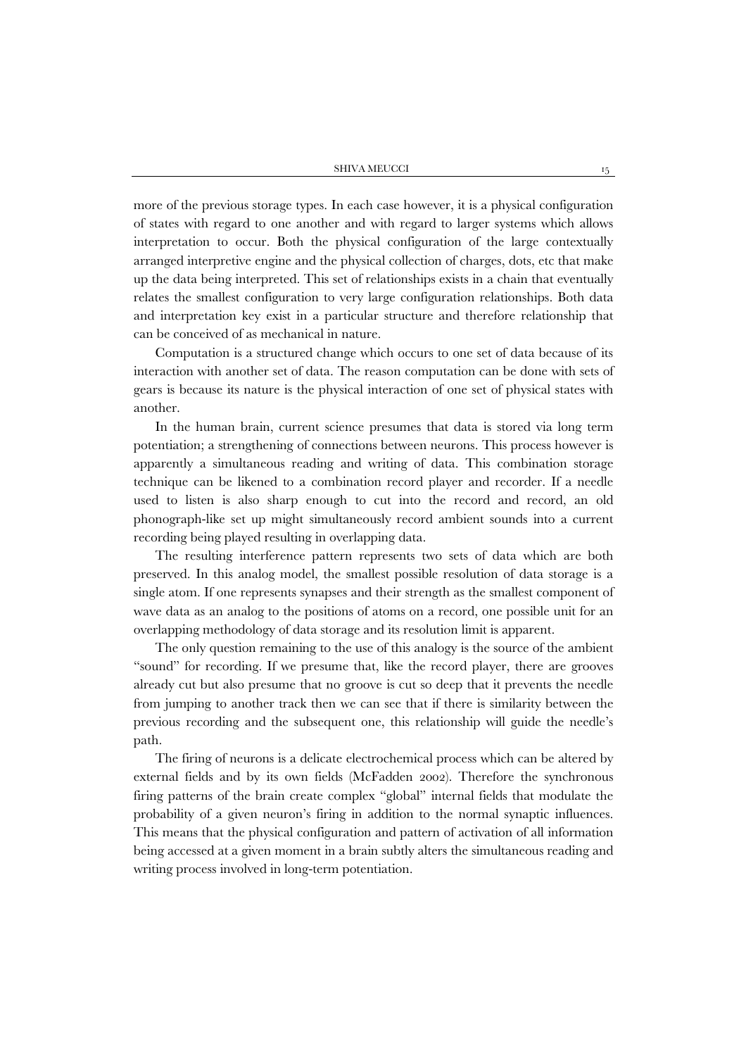more of the previous storage types. In each case however, it is a physical configuration of states with regard to one another and with regard to larger systems which allows interpretation to occur. Both the physical configuration of the large contextually arranged interpretive engine and the physical collection of charges, dots, etc that make up the data being interpreted. This set of relationships exists in a chain that eventually relates the smallest configuration to very large configuration relationships. Both data and interpretation key exist in a particular structure and therefore relationship that can be conceived of as mechanical in nature.

Computation is a structured change which occurs to one set of data because of its interaction with another set of data. The reason computation can be done with sets of gears is because its nature is the physical interaction of one set of physical states with another.

In the human brain, current science presumes that data is stored via long term potentiation; a strengthening of connections between neurons. This process however is apparently a simultaneous reading and writing of data. This combination storage technique can be likened to a combination record player and recorder. If a needle used to listen is also sharp enough to cut into the record and record, an old phonograph-like set up might simultaneously record ambient sounds into a current recording being played resulting in overlapping data.

The resulting interference pattern represents two sets of data which are both preserved. In this analog model, the smallest possible resolution of data storage is a single atom. If one represents synapses and their strength as the smallest component of wave data as an analog to the positions of atoms on a record, one possible unit for an overlapping methodology of data storage and its resolution limit is apparent.

The only question remaining to the use of this analogy is the source of the ambient "sound" for recording. If we presume that, like the record player, there are grooves already cut but also presume that no groove is cut so deep that it prevents the needle from jumping to another track then we can see that if there is similarity between the previous recording and the subsequent one, this relationship will guide the needle's path.

The firing of neurons is a delicate electrochemical process which can be altered by external fields and by its own fields (McFadden 2002). Therefore the synchronous firing patterns of the brain create complex "global" internal fields that modulate the probability of a given neuron's firing in addition to the normal synaptic influences. This means that the physical configuration and pattern of activation of all information being accessed at a given moment in a brain subtly alters the simultaneous reading and writing process involved in long-term potentiation.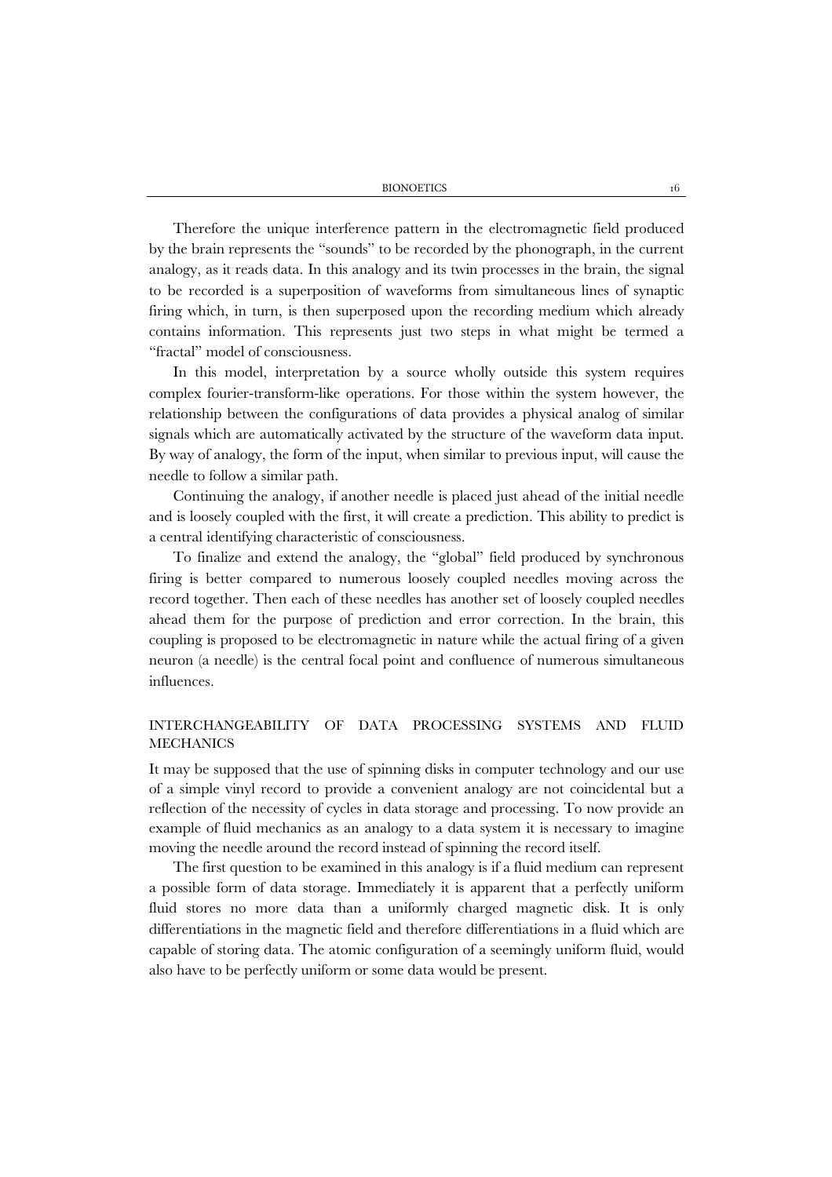Therefore the unique interference pattern in the electromagnetic field produced by the brain represents the "sounds" to be recorded by the phonograph, in the current analogy, as it reads data. In this analogy and its twin processes in the brain, the signal to be recorded is a superposition of waveforms from simultaneous lines of synaptic firing which, in turn, is then superposed upon the recording medium which already contains information. This represents just two steps in what might be termed a "fractal" model of consciousness.

In this model, interpretation by a source wholly outside this system requires complex fourier-transform-like operations. For those within the system however, the relationship between the configurations of data provides a physical analog of similar signals which are automatically activated by the structure of the waveform data input. By way of analogy, the form of the input, when similar to previous input, will cause the needle to follow a similar path.

Continuing the analogy, if another needle is placed just ahead of the initial needle and is loosely coupled with the first, it will create a prediction. This ability to predict is a central identifying characteristic of consciousness.

To finalize and extend the analogy, the "global" field produced by synchronous firing is better compared to numerous loosely coupled needles moving across the record together. Then each of these needles has another set of loosely coupled needles ahead them for the purpose of prediction and error correction. In the brain, this coupling is proposed to be electromagnetic in nature while the actual firing of a given neuron (a needle) is the central focal point and confluence of numerous simultaneous influences.

## INTERCHANGEABILITY OF DATA PROCESSING SYSTEMS AND FLUID MECHANICS

It may be supposed that the use of spinning disks in computer technology and our use of a simple vinyl record to provide a convenient analogy are not coincidental but a reflection of the necessity of cycles in data storage and processing. To now provide an example of fluid mechanics as an analogy to a data system it is necessary to imagine moving the needle around the record instead of spinning the record itself.

The first question to be examined in this analogy is if a fluid medium can represent a possible form of data storage. Immediately it is apparent that a perfectly uniform fluid stores no more data than a uniformly charged magnetic disk. It is only differentiations in the magnetic field and therefore differentiations in a fluid which are capable of storing data. The atomic configuration of a seemingly uniform fluid, would also have to be perfectly uniform or some data would be present.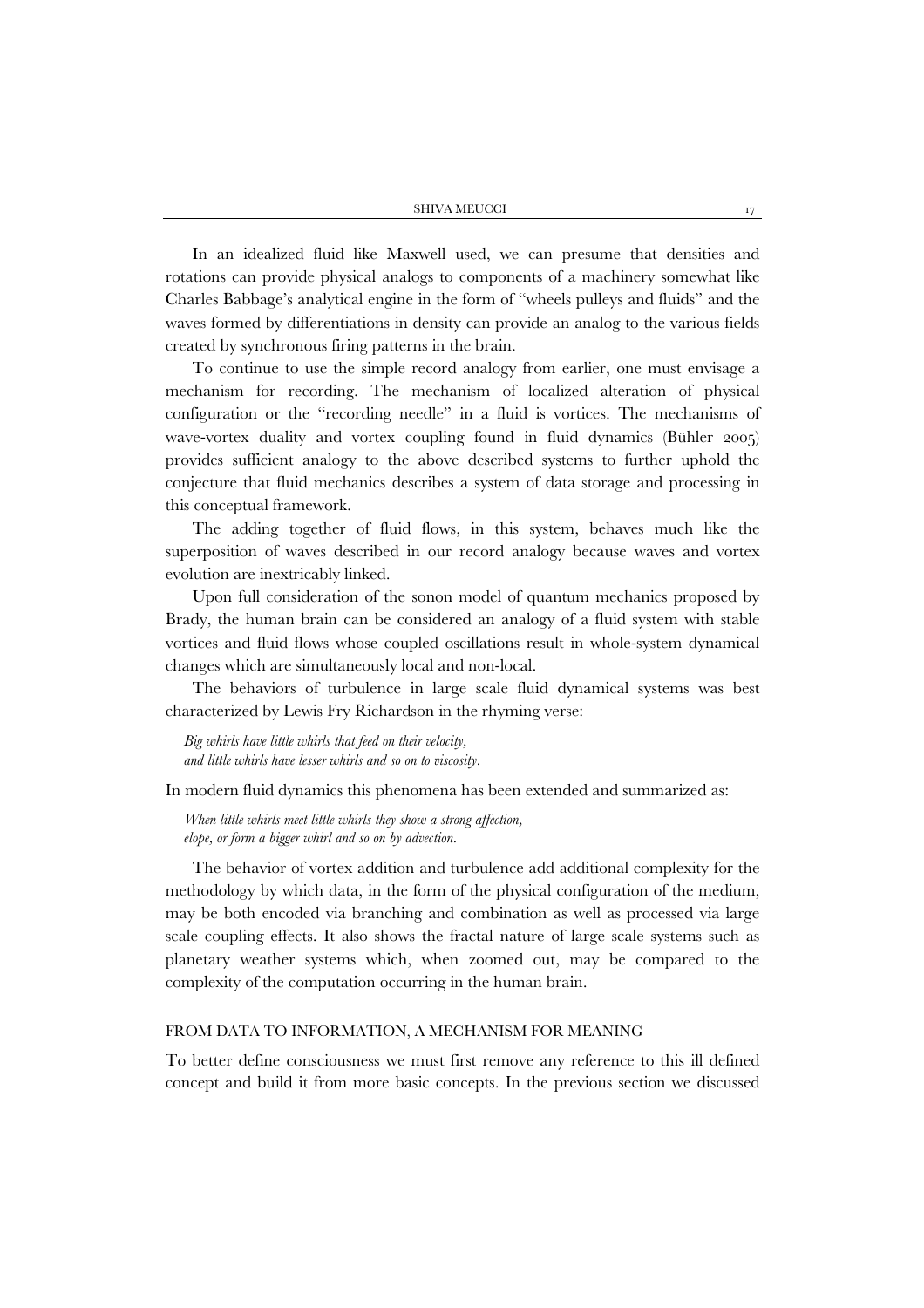In an idealized fluid like Maxwell used, we can presume that densities and rotations can provide physical analogs to components of a machinery somewhat like Charles Babbage's analytical engine in the form of "wheels pulleys and fluids" and the waves formed by differentiations in density can provide an analog to the various fields created by synchronous firing patterns in the brain.

To continue to use the simple record analogy from earlier, one must envisage a mechanism for recording. The mechanism of localized alteration of physical configuration or the "recording needle" in a fluid is vortices. The mechanisms of wave-vortex duality and vortex coupling found in fluid dynamics (Bühler 2005) provides sufficient analogy to the above described systems to further uphold the conjecture that fluid mechanics describes a system of data storage and processing in this conceptual framework.

The adding together of fluid flows, in this system, behaves much like the superposition of waves described in our record analogy because waves and vortex evolution are inextricably linked.

Upon full consideration of the sonon model of quantum mechanics proposed by Brady, the human brain can be considered an analogy of a fluid system with stable vortices and fluid flows whose coupled oscillations result in whole-system dynamical changes which are simultaneously local and non-local.

The behaviors of turbulence in large scale fluid dynamical systems was best characterized by Lewis Fry Richardson in the rhyming verse:

*Big whirls have little whirls that feed on their velocity,*
*and little whirls have lesser whirls and so on to viscosity.*

In modern fluid dynamics this phenomena has been extended and summarized as:

*When little whirls meet little whirls they show a strong affection,*
*elope, or form a bigger whirl and so on by advection.*

The behavior of vortex addition and turbulence add additional complexity for the methodology by which data, in the form of the physical configuration of the medium, may be both encoded via branching and combination as well as processed via large scale coupling effects. It also shows the fractal nature of large scale systems such as planetary weather systems which, when zoomed out, may be compared to the complexity of the computation occurring in the human brain.

## FROM DATA TO INFORMATION, A MECHANISM FOR MEANING

To better define consciousness we must first remove any reference to this ill defined concept and build it from more basic concepts. In the previous section we discussed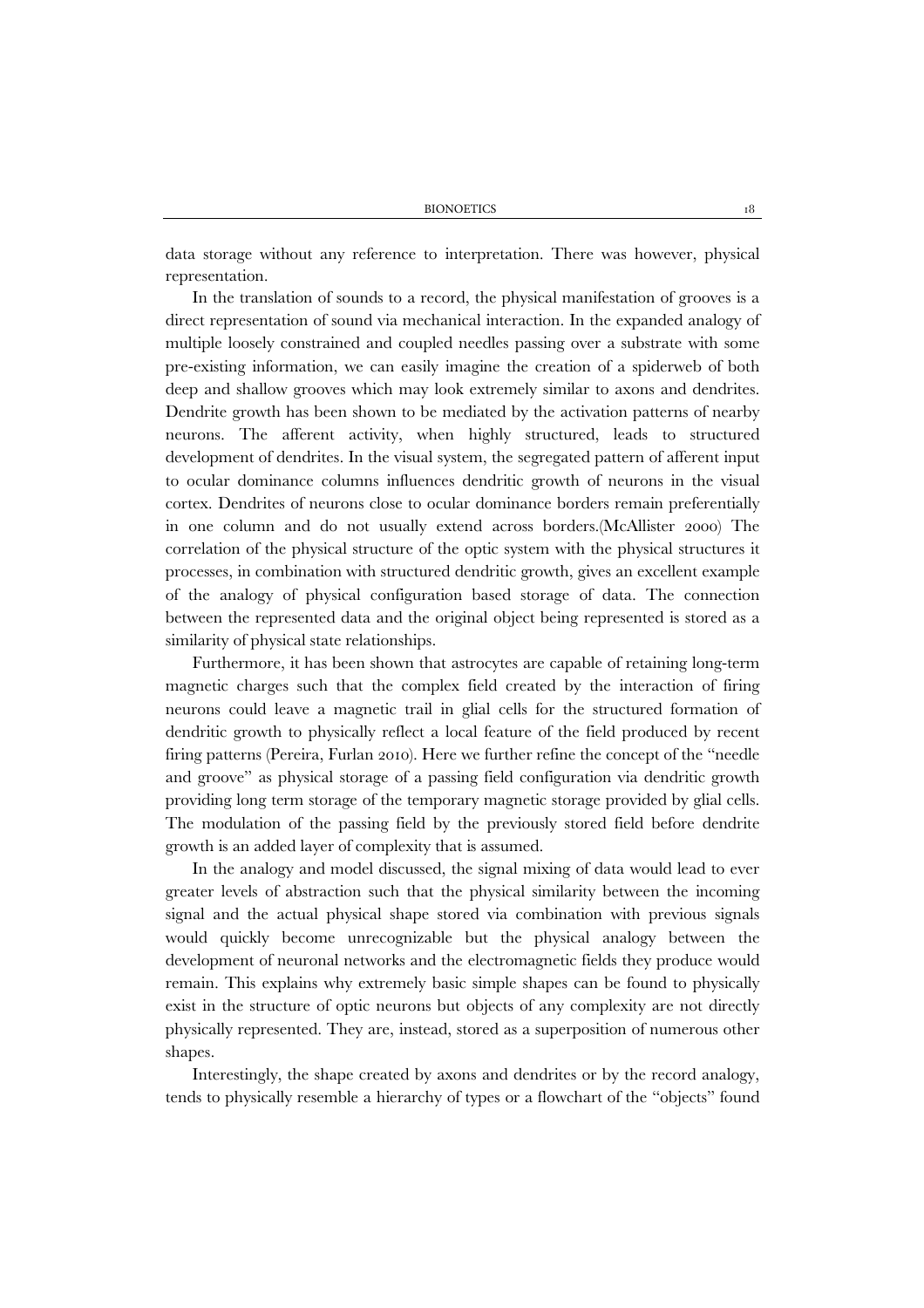data storage without any reference to interpretation. There was however, physical representation.

In the translation of sounds to a record, the physical manifestation of grooves is a direct representation of sound via mechanical interaction. In the expanded analogy of multiple loosely constrained and coupled needles passing over a substrate with some pre-existing information, we can easily imagine the creation of a spiderweb of both deep and shallow grooves which may look extremely similar to axons and dendrites. Dendrite growth has been shown to be mediated by the activation patterns of nearby neurons. The afferent activity, when highly structured, leads to structured development of dendrites. In the visual system, the segregated pattern of afferent input to ocular dominance columns influences dendritic growth of neurons in the visual cortex. Dendrites of neurons close to ocular dominance borders remain preferentially in one column and do not usually extend across borders.(McAllister 2000) The correlation of the physical structure of the optic system with the physical structures it processes, in combination with structured dendritic growth, gives an excellent example of the analogy of physical configuration based storage of data. The connection between the represented data and the original object being represented is stored as a similarity of physical state relationships.

Furthermore, it has been shown that astrocytes are capable of retaining long-term magnetic charges such that the complex field created by the interaction of firing neurons could leave a magnetic trail in glial cells for the structured formation of dendritic growth to physically reflect a local feature of the field produced by recent firing patterns (Pereira, Furlan 2010). Here we further refine the concept of the "needle and groove" as physical storage of a passing field configuration via dendritic growth providing long term storage of the temporary magnetic storage provided by glial cells. The modulation of the passing field by the previously stored field before dendrite growth is an added layer of complexity that is assumed.

In the analogy and model discussed, the signal mixing of data would lead to ever greater levels of abstraction such that the physical similarity between the incoming signal and the actual physical shape stored via combination with previous signals would quickly become unrecognizable but the physical analogy between the development of neuronal networks and the electromagnetic fields they produce would remain. This explains why extremely basic simple shapes can be found to physically exist in the structure of optic neurons but objects of any complexity are not directly physically represented. They are, instead, stored as a superposition of numerous other shapes.

Interestingly, the shape created by axons and dendrites or by the record analogy, tends to physically resemble a hierarchy of types or a flowchart of the "objects" found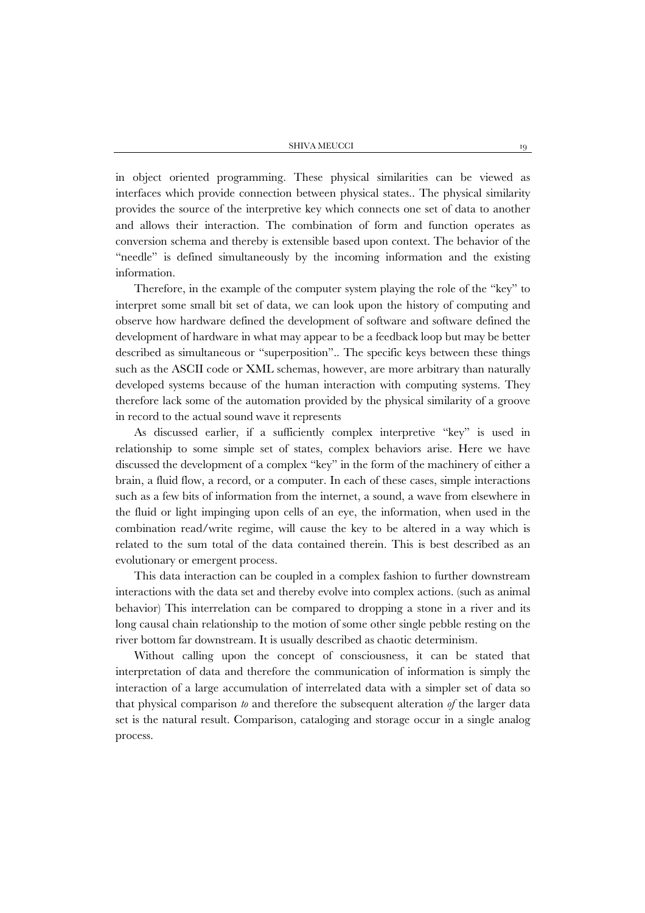in object oriented programming. These physical similarities can be viewed as interfaces which provide connection between physical states.. The physical similarity provides the source of the interpretive key which connects one set of data to another and allows their interaction. The combination of form and function operates as conversion schema and thereby is extensible based upon context. The behavior of the "needle" is defined simultaneously by the incoming information and the existing information.

Therefore, in the example of the computer system playing the role of the "key" to interpret some small bit set of data, we can look upon the history of computing and observe how hardware defined the development of software and software defined the development of hardware in what may appear to be a feedback loop but may be better described as simultaneous or "superposition".. The specific keys between these things such as the ASCII code or XML schemas, however, are more arbitrary than naturally developed systems because of the human interaction with computing systems. They therefore lack some of the automation provided by the physical similarity of a groove in record to the actual sound wave it represents

As discussed earlier, if a sufficiently complex interpretive "key" is used in relationship to some simple set of states, complex behaviors arise. Here we have discussed the development of a complex "key" in the form of the machinery of either a brain, a fluid flow, a record, or a computer. In each of these cases, simple interactions such as a few bits of information from the internet, a sound, a wave from elsewhere in the fluid or light impinging upon cells of an eye, the information, when used in the combination read/write regime, will cause the key to be altered in a way which is related to the sum total of the data contained therein. This is best described as an evolutionary or emergent process.

This data interaction can be coupled in a complex fashion to further downstream interactions with the data set and thereby evolve into complex actions. (such as animal behavior) This interrelation can be compared to dropping a stone in a river and its long causal chain relationship to the motion of some other single pebble resting on the river bottom far downstream. It is usually described as chaotic determinism.

Without calling upon the concept of consciousness, it can be stated that interpretation of data and therefore the communication of information is simply the interaction of a large accumulation of interrelated data with a simpler set of data so that physical comparison *to* and therefore the subsequent alteration *of* the larger data set is the natural result. Comparison, cataloging and storage occur in a single analog process.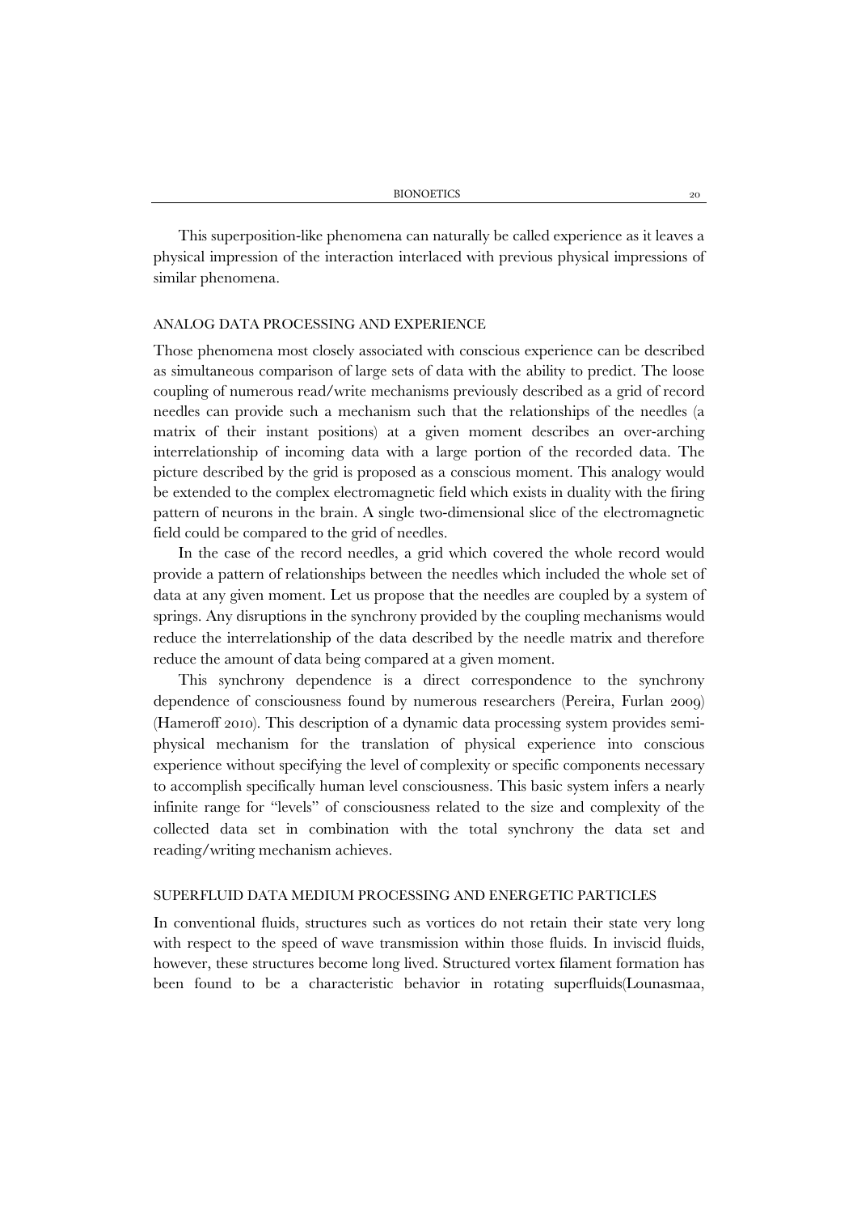This superposition-like phenomena can naturally be called experience as it leaves a physical impression of the interaction interlaced with previous physical impressions of similar phenomena.

## ANALOG DATA PROCESSING AND EXPERIENCE

Those phenomena most closely associated with conscious experience can be described as simultaneous comparison of large sets of data with the ability to predict. The loose coupling of numerous read/write mechanisms previously described as a grid of record needles can provide such a mechanism such that the relationships of the needles (a matrix of their instant positions) at a given moment describes an over-arching interrelationship of incoming data with a large portion of the recorded data. The picture described by the grid is proposed as a conscious moment. This analogy would be extended to the complex electromagnetic field which exists in duality with the firing pattern of neurons in the brain. A single two-dimensional slice of the electromagnetic field could be compared to the grid of needles.

In the case of the record needles, a grid which covered the whole record would provide a pattern of relationships between the needles which included the whole set of data at any given moment. Let us propose that the needles are coupled by a system of springs. Any disruptions in the synchrony provided by the coupling mechanisms would reduce the interrelationship of the data described by the needle matrix and therefore reduce the amount of data being compared at a given moment.

This synchrony dependence is a direct correspondence to the synchrony dependence of consciousness found by numerous researchers (Pereira, Furlan 2009) (Hameroff 2010). This description of a dynamic data processing system provides semi-physical mechanism for the translation of physical experience into conscious experience without specifying the level of complexity or specific components necessary to accomplish specifically human level consciousness. This basic system infers a nearly infinite range for "levels" of consciousness related to the size and complexity of the collected data set in combination with the total synchrony the data set and reading/writing mechanism achieves.

## SUPERFLUID DATA MEDIUM PROCESSING AND ENERGETIC PARTICLES

In conventional fluids, structures such as vortices do not retain their state very long with respect to the speed of wave transmission within those fluids. In inviscid fluids, however, these structures become long lived. Structured vortex filament formation has been found to be a characteristic behavior in rotating superfluids(Lounasmaa,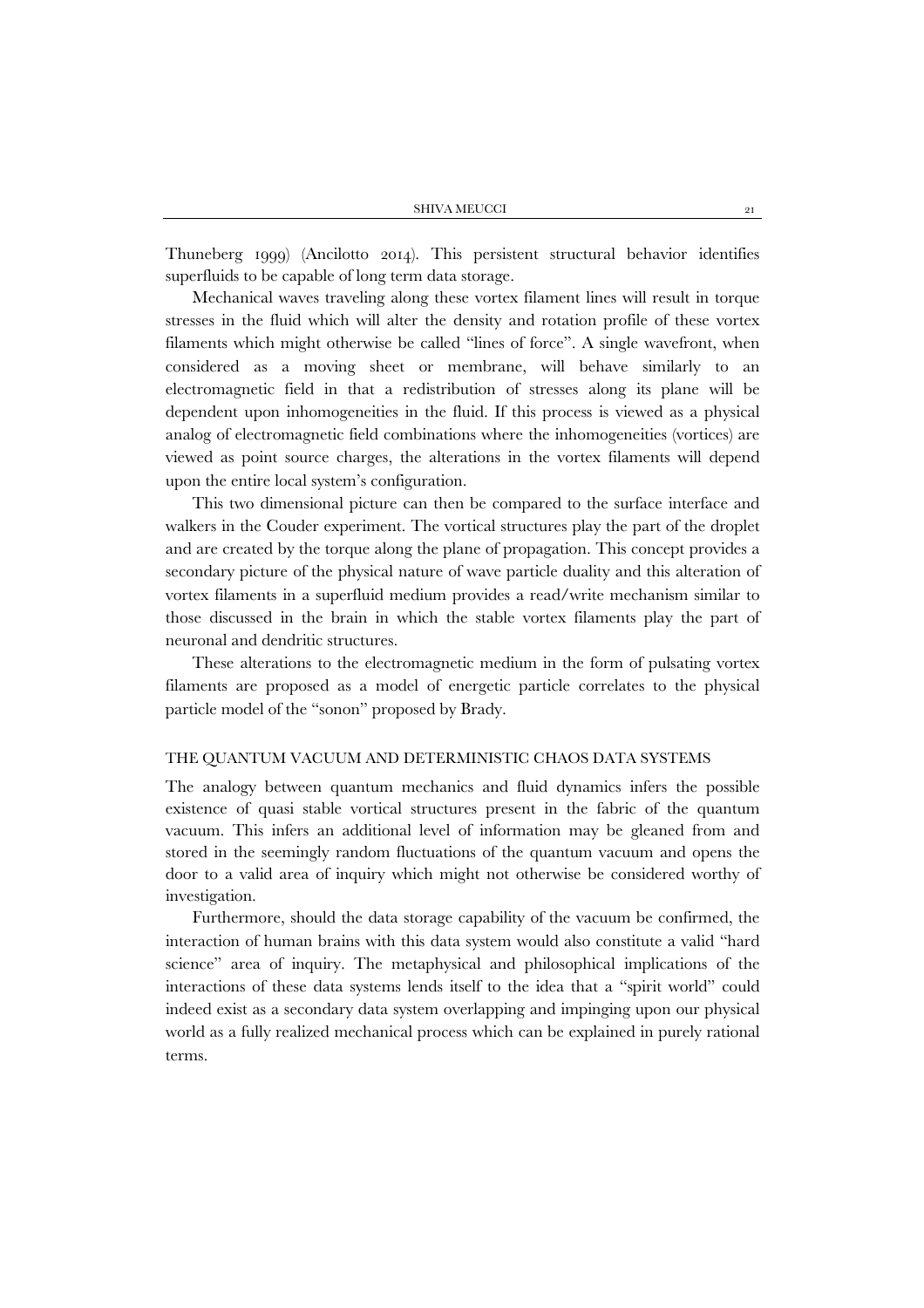Thuneberg 1999) (Ancilotto 2014). This persistent structural behavior identifies superfluids to be capable of long term data storage.

Mechanical waves traveling along these vortex filament lines will result in torque stresses in the fluid which will alter the density and rotation profile of these vortex filaments which might otherwise be called "lines of force". A single wavefront, when considered as a moving sheet or membrane, will behave similarly to an electromagnetic field in that a redistribution of stresses along its plane will be dependent upon inhomogeneities in the fluid. If this process is viewed as a physical analog of electromagnetic field combinations where the inhomogeneities (vortices) are viewed as point source charges, the alterations in the vortex filaments will depend upon the entire local system's configuration.

This two dimensional picture can then be compared to the surface interface and walkers in the Couder experiment. The vortical structures play the part of the droplet and are created by the torque along the plane of propagation. This concept provides a secondary picture of the physical nature of wave particle duality and this alteration of vortex filaments in a superfluid medium provides a read/write mechanism similar to those discussed in the brain in which the stable vortex filaments play the part of neuronal and dendritic structures.

These alterations to the electromagnetic medium in the form of pulsating vortex filaments are proposed as a model of energetic particle correlates to the physical particle model of the "sonon" proposed by Brady.

## THE QUANTUM VACUUM AND DETERMINISTIC CHAOS DATA SYSTEMS

The analogy between quantum mechanics and fluid dynamics infers the possible existence of quasi stable vortical structures present in the fabric of the quantum vacuum. This infers an additional level of information may be gleaned from and stored in the seemingly random fluctuations of the quantum vacuum and opens the door to a valid area of inquiry which might not otherwise be considered worthy of investigation.

Furthermore, should the data storage capability of the vacuum be confirmed, the interaction of human brains with this data system would also constitute a valid "hard science" area of inquiry. The metaphysical and philosophical implications of the interactions of these data systems lends itself to the idea that a "spirit world" could indeed exist as a secondary data system overlapping and impinging upon our physical world as a fully realized mechanical process which can be explained in purely rational terms.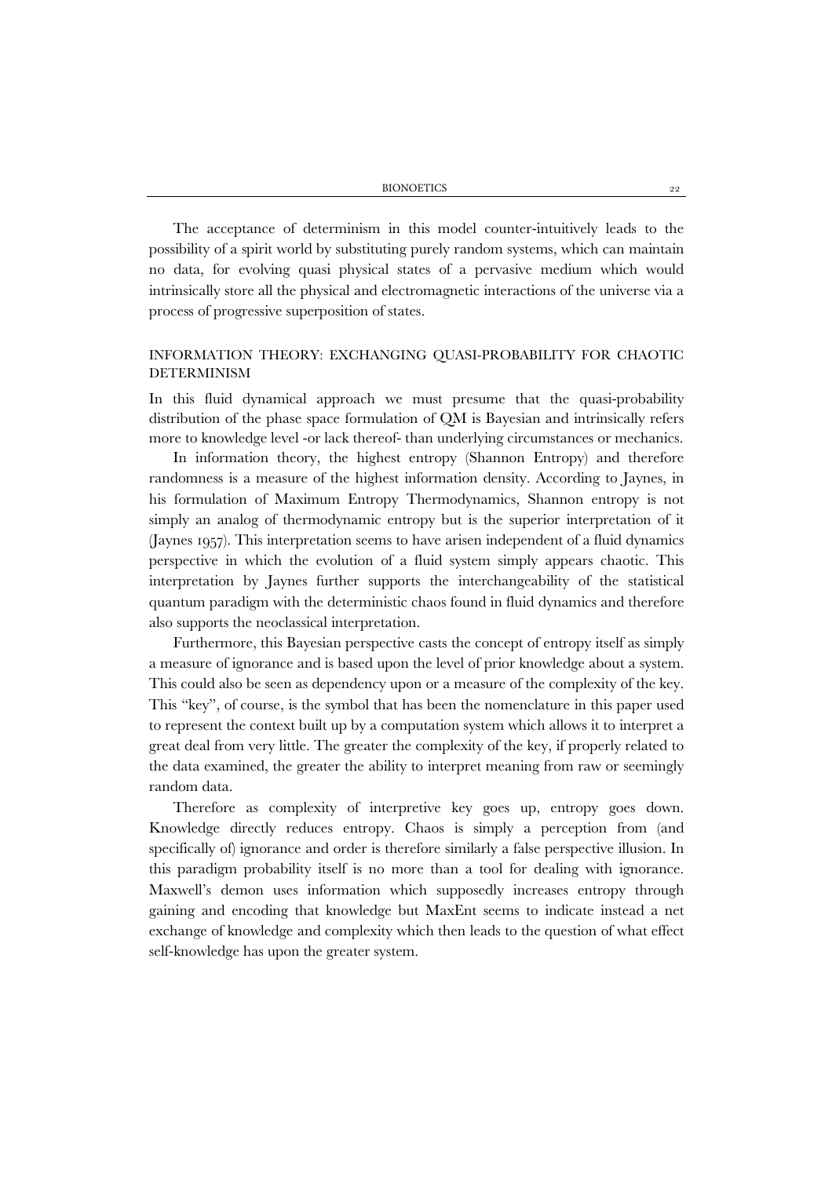The acceptance of determinism in this model counter-intuitively leads to the possibility of a spirit world by substituting purely random systems, which can maintain no data, for evolving quasi physical states of a pervasive medium which would intrinsically store all the physical and electromagnetic interactions of the universe via a process of progressive superposition of states.

## INFORMATION THEORY: EXCHANGING QUASI-PROBABILITY FOR CHAOTIC DETERMINISM

In this fluid dynamical approach we must presume that the quasi-probability distribution of the phase space formulation of QM is Bayesian and intrinsically refers more to knowledge level -or lack thereof- than underlying circumstances or mechanics.

In information theory, the highest entropy (Shannon Entropy) and therefore randomness is a measure of the highest information density. According to Jaynes, in his formulation of Maximum Entropy Thermodynamics, Shannon entropy is not simply an analog of thermodynamic entropy but is the superior interpretation of it (Jaynes 1957). This interpretation seems to have arisen independent of a fluid dynamics perspective in which the evolution of a fluid system simply appears chaotic. This interpretation by Jaynes further supports the interchangeability of the statistical quantum paradigm with the deterministic chaos found in fluid dynamics and therefore also supports the neoclassical interpretation.

Furthermore, this Bayesian perspective casts the concept of entropy itself as simply a measure of ignorance and is based upon the level of prior knowledge about a system. This could also be seen as dependency upon or a measure of the complexity of the key. This "key", of course, is the symbol that has been the nomenclature in this paper used to represent the context built up by a computation system which allows it to interpret a great deal from very little. The greater the complexity of the key, if properly related to the data examined, the greater the ability to interpret meaning from raw or seemingly random data.

Therefore as complexity of interpretive key goes up, entropy goes down. Knowledge directly reduces entropy. Chaos is simply a perception from (and specifically of) ignorance and order is therefore similarly a false perspective illusion. In this paradigm probability itself is no more than a tool for dealing with ignorance. Maxwell's demon uses information which supposedly increases entropy through gaining and encoding that knowledge but MaxEnt seems to indicate instead a net exchange of knowledge and complexity which then leads to the question of what effect self-knowledge has upon the greater system.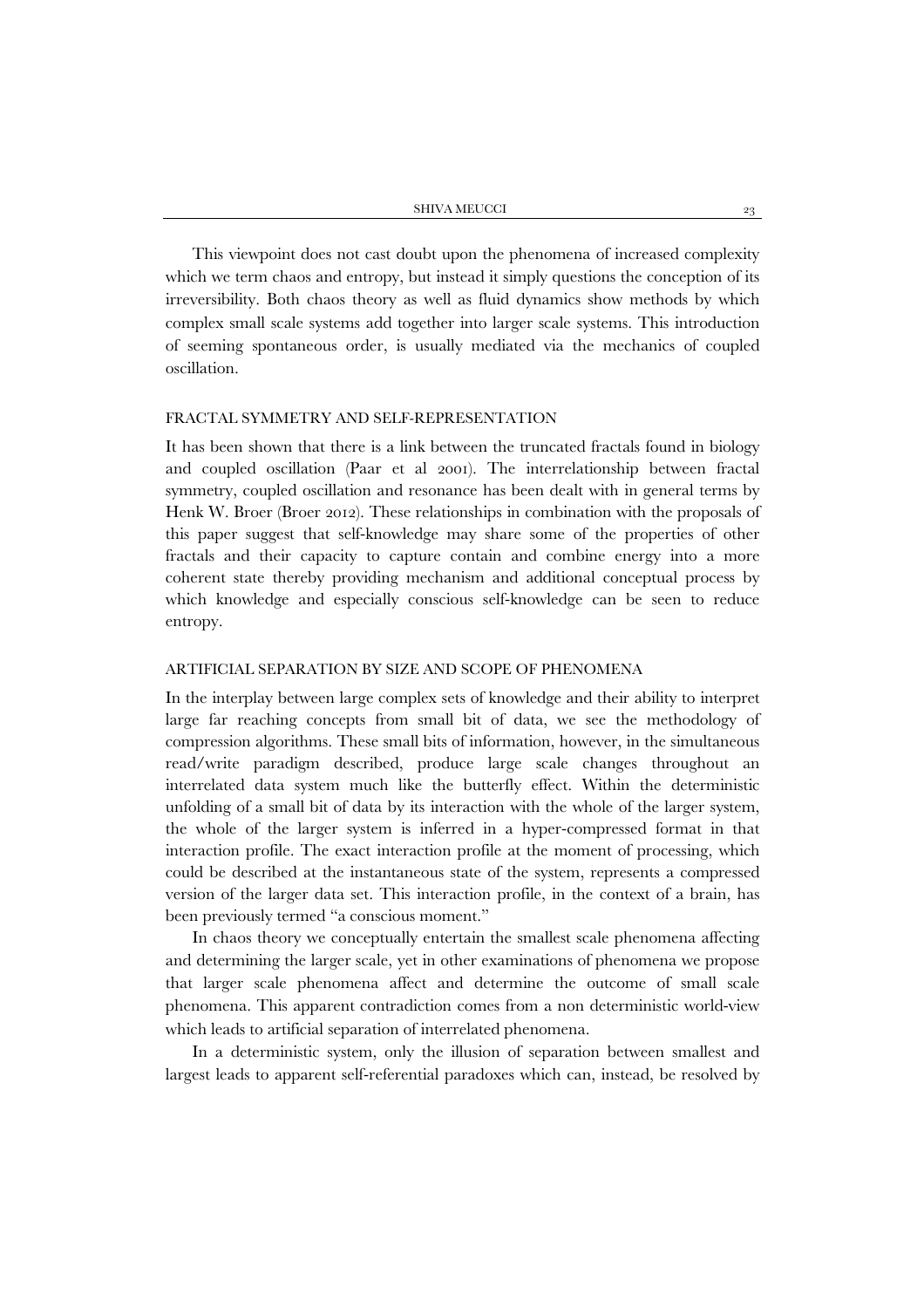This viewpoint does not cast doubt upon the phenomena of increased complexity which we term chaos and entropy, but instead it simply questions the conception of its irreversibility. Both chaos theory as well as fluid dynamics show methods by which complex small scale systems add together into larger scale systems. This introduction of seeming spontaneous order, is usually mediated via the mechanics of coupled oscillation.

## FRACTAL SYMMETRY AND SELF-REPRESENTATION

It has been shown that there is a link between the truncated fractals found in biology and coupled oscillation (Paar et al 2001). The interrelationship between fractal symmetry, coupled oscillation and resonance has been dealt with in general terms by Henk W. Broer (Broer 2012). These relationships in combination with the proposals of this paper suggest that self-knowledge may share some of the properties of other fractals and their capacity to capture contain and combine energy into a more coherent state thereby providing mechanism and additional conceptual process by which knowledge and especially conscious self-knowledge can be seen to reduce entropy.

## ARTIFICIAL SEPARATION BY SIZE AND SCOPE OF PHENOMENA

In the interplay between large complex sets of knowledge and their ability to interpret large far reaching concepts from small bit of data, we see the methodology of compression algorithms. These small bits of information, however, in the simultaneous read/write paradigm described, produce large scale changes throughout an interrelated data system much like the butterfly effect. Within the deterministic unfolding of a small bit of data by its interaction with the whole of the larger system, the whole of the larger system is inferred in a hyper-compressed format in that interaction profile. The exact interaction profile at the moment of processing, which could be described at the instantaneous state of the system, represents a compressed version of the larger data set. This interaction profile, in the context of a brain, has been previously termed "a conscious moment."

In chaos theory we conceptually entertain the smallest scale phenomena affecting and determining the larger scale, yet in other examinations of phenomena we propose that larger scale phenomena affect and determine the outcome of small scale phenomena. This apparent contradiction comes from a non deterministic world-view which leads to artificial separation of interrelated phenomena.

In a deterministic system, only the illusion of separation between smallest and largest leads to apparent self-referential paradoxes which can, instead, be resolved by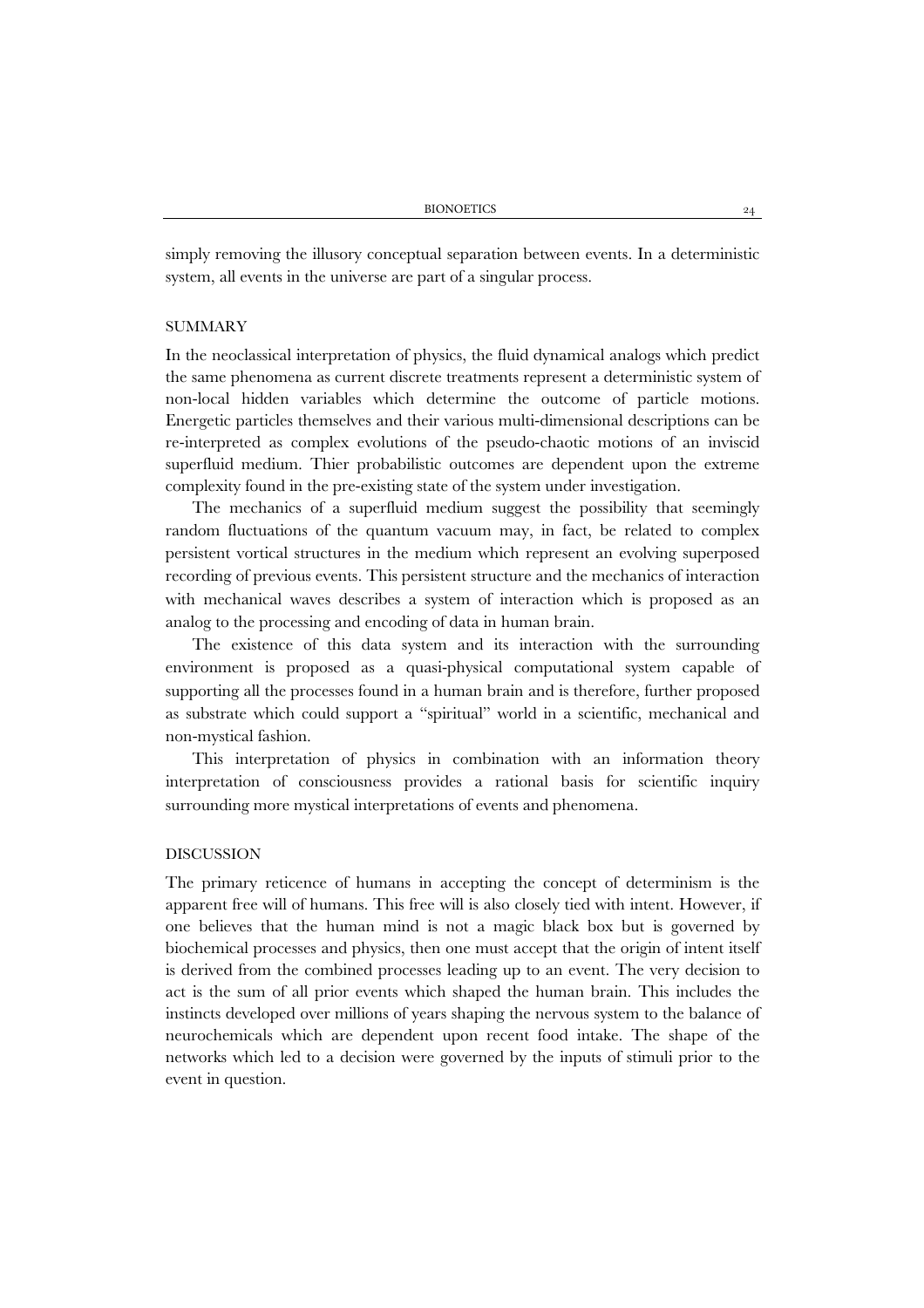simply removing the illusory conceptual separation between events. In a deterministic system, all events in the universe are part of a singular process.

## SUMMARY

In the neoclassical interpretation of physics, the fluid dynamical analogs which predict the same phenomena as current discrete treatments represent a deterministic system of non-local hidden variables which determine the outcome of particle motions. Energetic particles themselves and their various multi-dimensional descriptions can be re-interpreted as complex evolutions of the pseudo-chaotic motions of an inviscid superfluid medium. Thier probabilistic outcomes are dependent upon the extreme complexity found in the pre-existing state of the system under investigation.

The mechanics of a superfluid medium suggest the possibility that seemingly random fluctuations of the quantum vacuum may, in fact, be related to complex persistent vortical structures in the medium which represent an evolving superposed recording of previous events. This persistent structure and the mechanics of interaction with mechanical waves describes a system of interaction which is proposed as an analog to the processing and encoding of data in human brain.

The existence of this data system and its interaction with the surrounding environment is proposed as a quasi-physical computational system capable of supporting all the processes found in a human brain and is therefore, further proposed as substrate which could support a "spiritual" world in a scientific, mechanical and non-mystical fashion.

This interpretation of physics in combination with an information theory interpretation of consciousness provides a rational basis for scientific inquiry surrounding more mystical interpretations of events and phenomena.

## DISCUSSION

The primary reticence of humans in accepting the concept of determinism is the apparent free will of humans. This free will is also closely tied with intent. However, if one believes that the human mind is not a magic black box but is governed by biochemical processes and physics, then one must accept that the origin of intent itself is derived from the combined processes leading up to an event. The very decision to act is the sum of all prior events which shaped the human brain. This includes the instincts developed over millions of years shaping the nervous system to the balance of neurochemicals which are dependent upon recent food intake. The shape of the networks which led to a decision were governed by the inputs of stimuli prior to the event in question.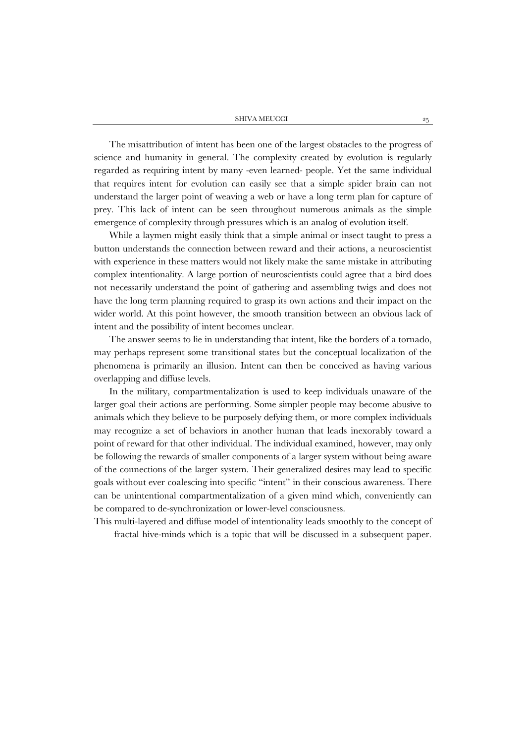The misattribution of intent has been one of the largest obstacles to the progress of science and humanity in general. The complexity created by evolution is regularly regarded as requiring intent by many -even learned- people. Yet the same individual that requires intent for evolution can easily see that a simple spider brain can not understand the larger point of weaving a web or have a long term plan for capture of prey. This lack of intent can be seen throughout numerous animals as the simple emergence of complexity through pressures which is an analog of evolution itself.

While a laymen might easily think that a simple animal or insect taught to press a button understands the connection between reward and their actions, a neuroscientist with experience in these matters would not likely make the same mistake in attributing complex intentionality. A large portion of neuroscientists could agree that a bird does not necessarily understand the point of gathering and assembling twigs and does not have the long term planning required to grasp its own actions and their impact on the wider world. At this point however, the smooth transition between an obvious lack of intent and the possibility of intent becomes unclear.

The answer seems to lie in understanding that intent, like the borders of a tornado, may perhaps represent some transitional states but the conceptual localization of the phenomena is primarily an illusion. Intent can then be conceived as having various overlapping and diffuse levels.

In the military, compartmentalization is used to keep individuals unaware of the larger goal their actions are performing. Some simpler people may become abusive to animals which they believe to be purposely defying them, or more complex individuals may recognize a set of behaviors in another human that leads inexorably toward a point of reward for that other individual. The individual examined, however, may only be following the rewards of smaller components of a larger system without being aware of the connections of the larger system. Their generalized desires may lead to specific goals without ever coalescing into specific "intent" in their conscious awareness. There can be unintentional compartmentalization of a given mind which, conveniently can be compared to de-synchronization or lower-level consciousness.

This multi-layered and diffuse model of intentionality leads smoothly to the concept of fractal hive-minds which is a topic that will be discussed in a subsequent paper.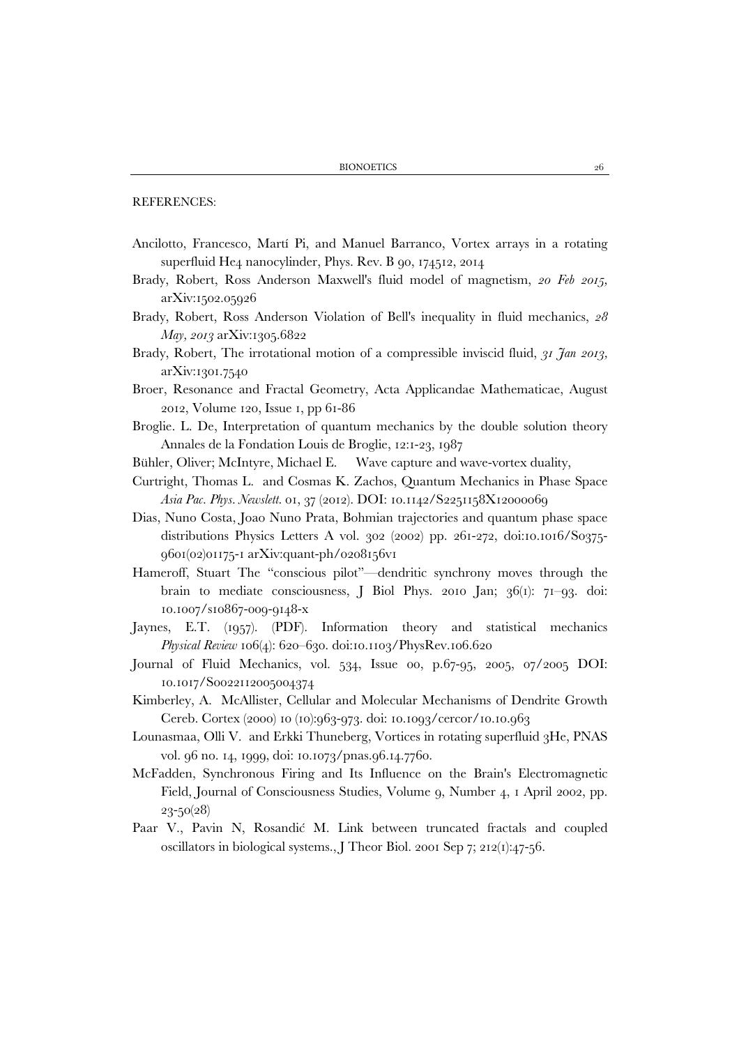REFERENCES:

Ancilotto, Francesco, Martí Pi, and Manuel Barranco, Vortex arrays in a rotating superfluid He4 nanocylinder, Phys. Rev. B 90, 174512, 2014

Brady, Robert, Ross Anderson Maxwell's fluid model of magnetism, *20 Feb 2015*, arXiv:1502.05926

Brady, Robert, Ross Anderson Violation of Bell's inequality in fluid mechanics, *28 May, 2013* arXiv:1305.6822

Brady, Robert, The irrotational motion of a compressible inviscid fluid, *31 Jan 2013*, arXiv:1301.7540

Broer, Resonance and Fractal Geometry, Acta Applicandae Mathematicae, August 2012, Volume 120, Issue 1, pp 61-86

Broglie. L. De, Interpretation of quantum mechanics by the double solution theory Annales de la Fondation Louis de Broglie, 12:1-23, 1987

Bühler, Oliver; McIntyre, Michael E. Wave capture and wave-vortex duality,

Curtright, Thomas L. and Cosmas K. Zachos, Quantum Mechanics in Phase Space *Asia Pac. Phys. Newslett.* 01, 37 (2012). DOI: 10.1142/S2251158X12000069

Dias, Nuno Costa, Joao Nuno Prata, Bohmian trajectories and quantum phase space distributions Physics Letters A vol. 302 (2002) pp. 261-272, doi:10.1016/S0375-9601(02)01175-1 arXiv:quant-ph/0208156v1

Hameroff, Stuart The "conscious pilot"—dendritic synchrony moves through the brain to mediate consciousness, J Biol Phys. 2010 Jan; 36(1): 71–93. doi: 10.1007/s10867-009-9148-x

Jaynes, E.T. (1957). (PDF). Information theory and statistical mechanics *Physical Review* 106(4): 620–630. doi:10.1103/PhysRev.106.620

Journal of Fluid Mechanics, vol. 534, Issue 00, p.67-95, 2005, 07/2005 DOI: 10.1017/S0022112005004374

Kimberley, A. McAllister, Cellular and Molecular Mechanisms of Dendrite Growth Cereb. Cortex (2000) 10 (10):963-973. doi: 10.1093/cercor/10.10.963

Lounasmaa, Olli V. and Erkki Thuneberg, Vortices in rotating superfluid 3He, PNAS vol. 96 no. 14, 1999, doi: 10.1073/pnas.96.14.7760.

McFadden, Synchronous Firing and Its Influence on the Brain's Electromagnetic Field, Journal of Consciousness Studies, Volume 9, Number 4, 1 April 2002, pp. 23-50(28)

Paar V., Pavin N, Rosandić M. Link between truncated fractals and coupled oscillators in biological systems., J Theor Biol. 2001 Sep 7; 212(1):47-56.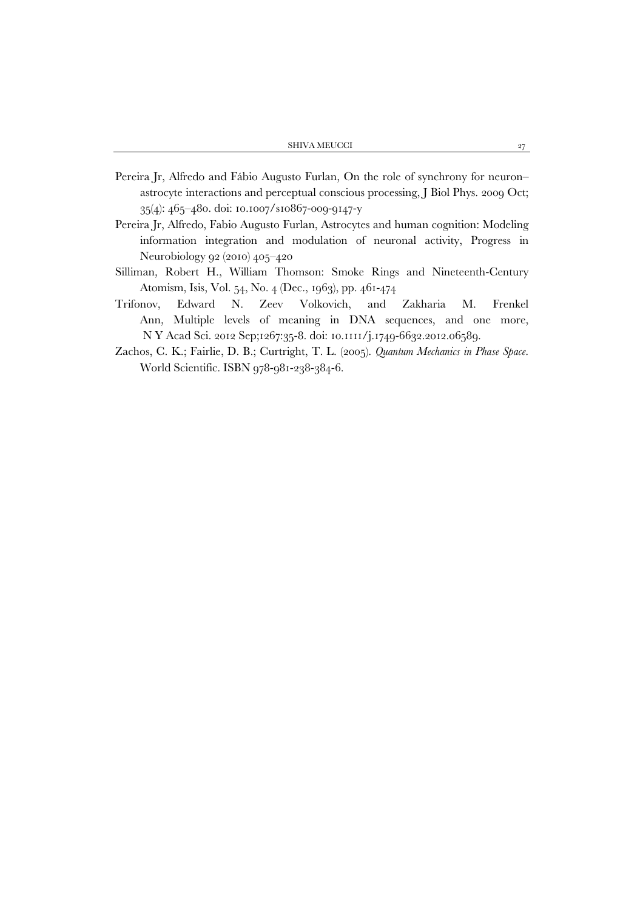Pereira Jr, Alfredo and Fábio Augusto Furlan, On the role of synchrony for neuron–astrocyte interactions and perceptual conscious processing, J Biol Phys. 2009 Oct; 35(4): 465–480. doi: 10.1007/s10867-009-9147-y

Pereira Jr, Alfredo, Fabio Augusto Furlan, Astrocytes and human cognition: Modeling information integration and modulation of neuronal activity, Progress in Neurobiology 92 (2010) 405–420

Silliman, Robert H., William Thomson: Smoke Rings and Nineteenth-Century Atomism, Isis, Vol. 54, No. 4 (Dec., 1963), pp. 461-474

Trifonov, Edward N. Zeev Volkovich, and Zakharia M. Frenkel Ann, Multiple levels of meaning in DNA sequences, and one more, N Y Acad Sci. 2012 Sep;1267:35-8. doi: 10.1111/j.1749-6632.2012.06589.

Zachos, C. K.; Fairlie, D. B.; Curtright, T. L. (2005). *Quantum Mechanics in Phase Space*. World Scientific. ISBN 978-981-238-384-6.